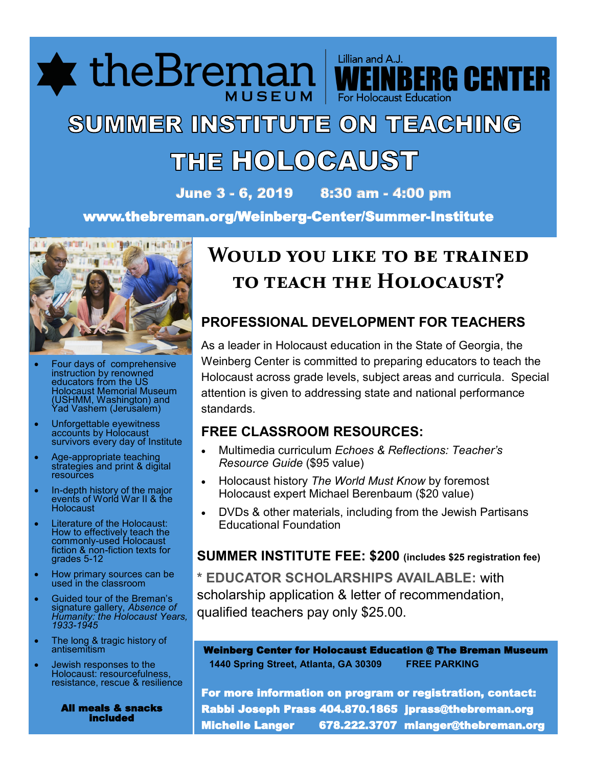theBreman MUSEUM | Lillian and A.J. **WEINBERG CENTER** For Holocaust Education

# SUMMER INSTITUTE ON TEACHING THE HOLOCAUST

**June 3 - 6, 2019  8:30 am - 4:00 pm**

**www.thebreman.org/Weinberg-Center/Summer-Institute**

- Four days of comprehensive instruction by renowned educators from the US Holocaust Memorial Museum (USHMM, Washington) and Yad Vashem (Jerusalem)
- Unforgettable eyewitness accounts by Holocaust survivors every day of Institute
- Age-appropriate teaching strategies and print & digital resources
- In-depth history of the major events of World War II & the Holocaust
- Literature of the Holocaust: How to effectively teach the commonly-used Holocaust fiction & non-fiction texts for grades 5-12
- How primary sources can be used in the classroom
- Guided tour of the Breman's signature gallery, *Absence of Humanity: the Holocaust Years, 1933-1945*
- The long & tragic history of antisemitism
- Jewish responses to the Holocaust: resourcefulness, resistance, rescue & resilience

**All meals & snacks included**

## Would you like to be trained to teach the Holocaust?

### PROFESSIONAL DEVELOPMENT FOR TEACHERS

As a leader in Holocaust education in the State of Georgia, the Weinberg Center is committed to preparing educators to teach the Holocaust across grade levels, subject areas and curricula. Special attention is given to addressing state and national performance standards.

### FREE CLASSROOM RESOURCES:

- Multimedia curriculum *Echoes & Reflections: Teacher's Resource Guide* ($95 value)
- Holocaust history *The World Must Know* by foremost Holocaust expert Michael Berenbaum ($20 value)
- DVDs & other materials, including from the Jewish Partisans Educational Foundation

### SUMMER INSTITUTE FEE: $200 (includes $25 registration fee)

**\* EDUCATOR SCHOLARSHIPS AVAILABLE:** with scholarship application & letter of recommendation, qualified teachers pay only $25.00.

**Weinberg Center for Holocaust Education @ The Breman Museum**
**1440 Spring Street, Atlanta, GA 30309  FREE PARKING**

**For more information on program or registration, contact:**
**Rabbi Joseph Prass 404.870.1865 jprass@thebreman.org**
**Michelle Langer 678.222.3707 mlanger@thebreman.org**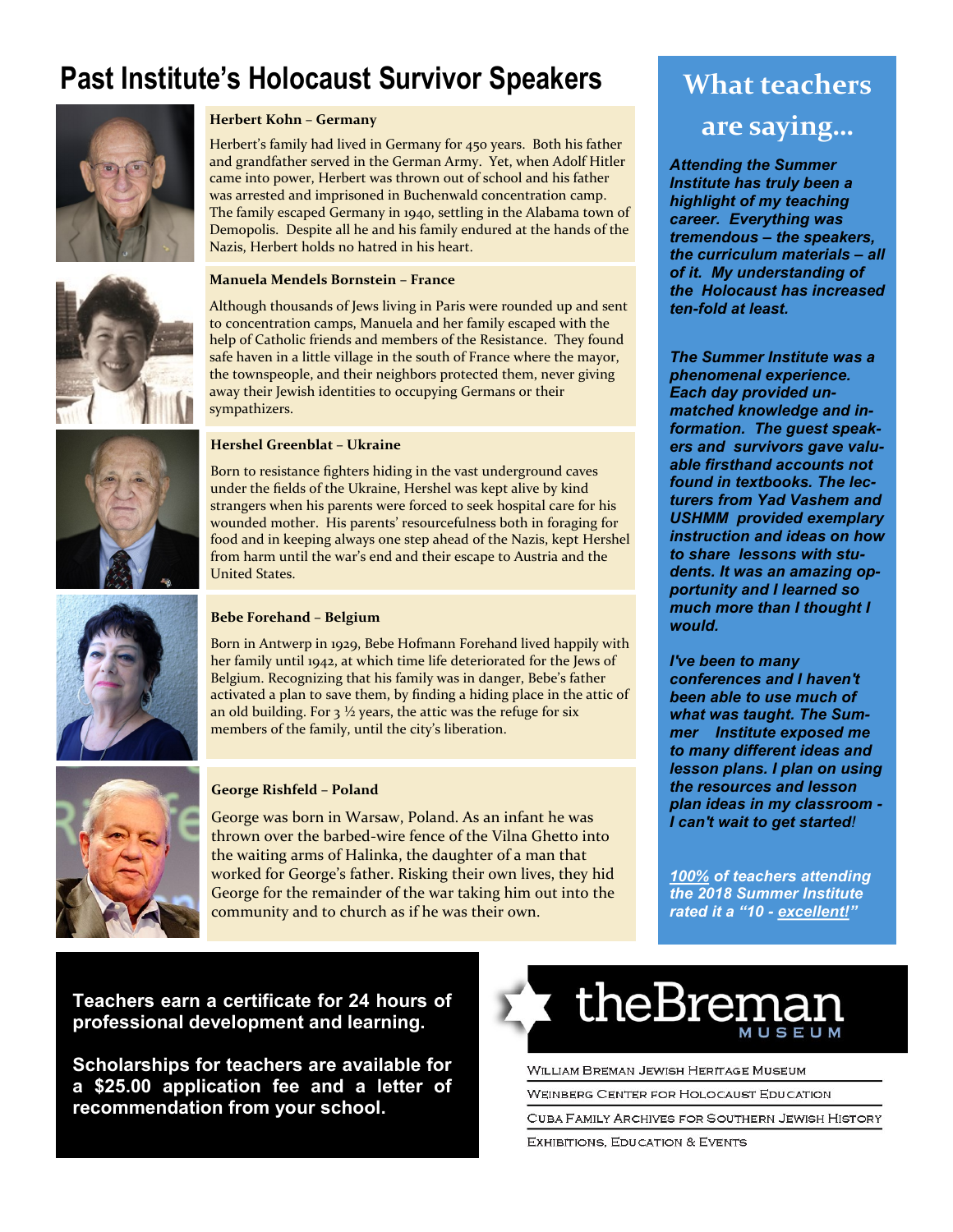# Past Institute's Holocaust Survivor Speakers

### Herbert Kohn – Germany

Herbert's family had lived in Germany for 450 years. Both his father and grandfather served in the German Army. Yet, when Adolf Hitler came into power, Herbert was thrown out of school and his father was arrested and imprisoned in Buchenwald concentration camp. The family escaped Germany in 1940, settling in the Alabama town of Demopolis. Despite all he and his family endured at the hands of the Nazis, Herbert holds no hatred in his heart.

### Manuela Mendels Bornstein – France

Although thousands of Jews living in Paris were rounded up and sent to concentration camps, Manuela and her family escaped with the help of Catholic friends and members of the Resistance. They found safe haven in a little village in the south of France where the mayor, the townspeople, and their neighbors protected them, never giving away their Jewish identities to occupying Germans or their sympathizers.

### Hershel Greenblat – Ukraine

Born to resistance fighters hiding in the vast underground caves under the fields of the Ukraine, Hershel was kept alive by kind strangers when his parents were forced to seek hospital care for his wounded mother. His parents' resourcefulness both in foraging for food and in keeping always one step ahead of the Nazis, kept Hershel from harm until the war's end and their escape to Austria and the United States.

### Bebe Forehand – Belgium

Born in Antwerp in 1929, Bebe Hofmann Forehand lived happily with her family until 1942, at which time life deteriorated for the Jews of Belgium. Recognizing that his family was in danger, Bebe's father activated a plan to save them, by finding a hiding place in the attic of an old building. For 3 ½ years, the attic was the refuge for six members of the family, until the city's liberation.

### George Rishfeld – Poland

George was born in Warsaw, Poland. As an infant he was thrown over the barbed-wire fence of the Vilna Ghetto into the waiting arms of Halinka, the daughter of a man that worked for George's father. Risking their own lives, they hid George for the remainder of the war taking him out into the community and to church as if he was their own.

## What teachers are saying…

***Attending the Summer Institute has truly been a highlight of my teaching career. Everything was tremendous – the speakers, the curriculum materials – all of it. My understanding of the Holocaust has increased ten-fold at least.***

***The Summer Institute was a phenomenal experience. Each day provided unmatched knowledge and information. The guest speakers and survivors gave valuable firsthand accounts not found in textbooks. The lecturers from Yad Vashem and USHMM provided exemplary instruction and ideas on how to share lessons with students. It was an amazing opportunity and I learned so much more than I thought I would.***

***I've been to many conferences and I haven't been able to use much of what was taught. The Summer Institute exposed me to many different ideas and lesson plans. I plan on using the resources and lesson plan ideas in my classroom - I can't wait to get started!***

***<u>100%</u> of teachers attending the 2018 Summer Institute rated it a "10 - <u>excellent!</u>"***

**Teachers earn a certificate for 24 hours of professional development and learning.**

**Scholarships for teachers are available for a $25.00 application fee and a letter of recommendation from your school.**

theBreman MUSEUM

William Breman Jewish Heritage Museum
Weinberg Center for Holocaust Education
Cuba Family Archives for Southern Jewish History
Exhibitions, Education & Events